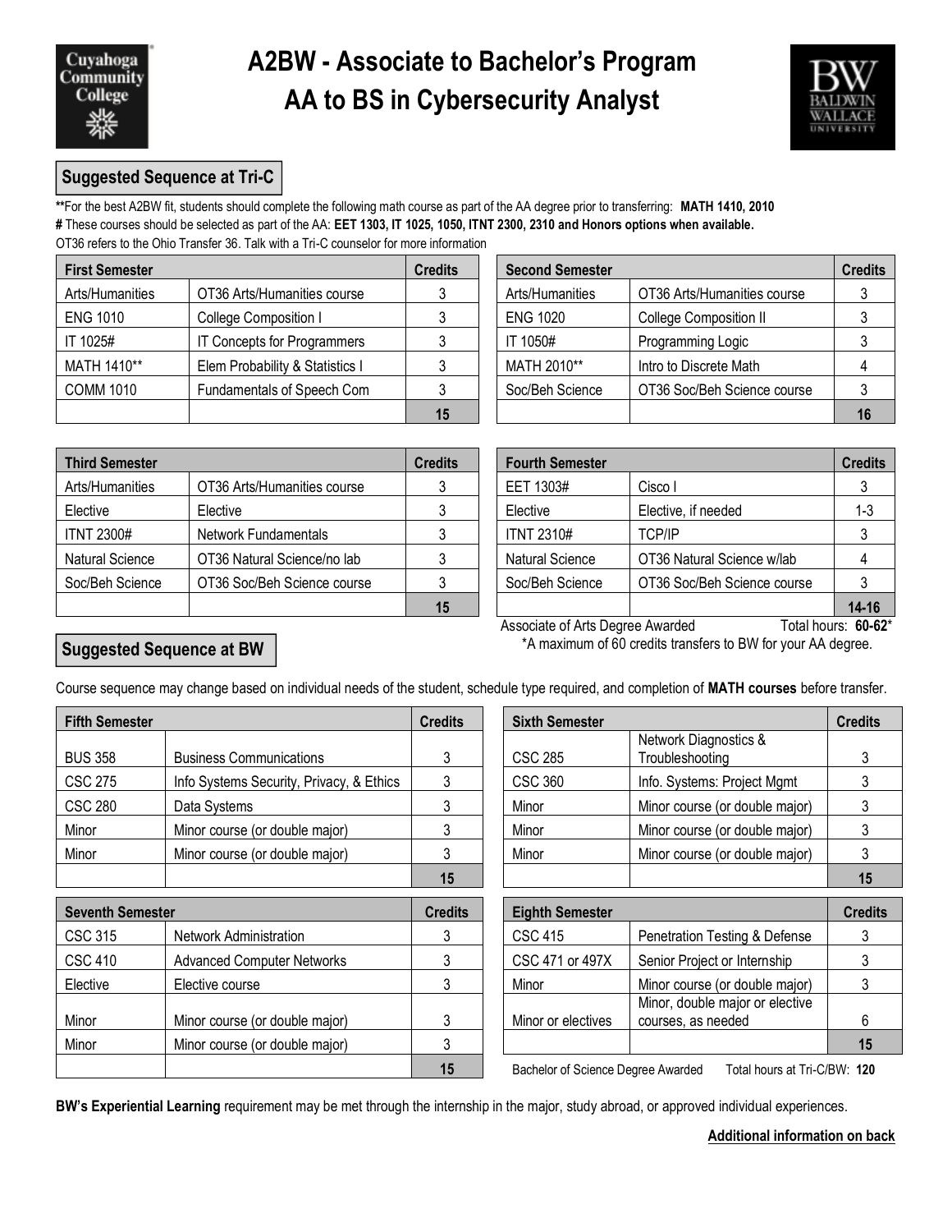# A2BW - Associate to Bachelor's Program
## AA to BS in Cybersecurity Analyst

### Suggested Sequence at Tri-C

**\*\***For the best A2BW fit, students should complete the following math course as part of the AA degree prior to transferring: **MATH 1410, 2010**
**#** These courses should be selected as part of the AA: **EET 1303, IT 1025, 1050, ITNT 2300, 2310 and Honors options when available.**
OT36 refers to the Ohio Transfer 36. Talk with a Tri-C counselor for more information

| First Semester | | Credits |
|---|---|---|
| Arts/Humanities | OT36 Arts/Humanities course | 3 |
| ENG 1010 | College Composition I | 3 |
| IT 1025# | IT Concepts for Programmers | 3 |
| MATH 1410** | Elem Probability & Statistics I | 3 |
| COMM 1010 | Fundamentals of Speech Com | 3 |
| | | **15** |

| Second Semester | | Credits |
|---|---|---|
| Arts/Humanities | OT36 Arts/Humanities course | 3 |
| ENG 1020 | College Composition II | 3 |
| IT 1050# | Programming Logic | 3 |
| MATH 2010** | Intro to Discrete Math | 4 |
| Soc/Beh Science | OT36 Soc/Beh Science course | 3 |
| | | **16** |

| Third Semester | | Credits |
|---|---|---|
| Arts/Humanities | OT36 Arts/Humanities course | 3 |
| Elective | Elective | 3 |
| ITNT 2300# | Network Fundamentals | 3 |
| Natural Science | OT36 Natural Science/no lab | 3 |
| Soc/Beh Science | OT36 Soc/Beh Science course | 3 |
| | | **15** |

| Fourth Semester | | Credits |
|---|---|---|
| EET 1303# | Cisco I | 3 |
| Elective | Elective, if needed | 1-3 |
| ITNT 2310# | TCP/IP | 3 |
| Natural Science | OT36 Natural Science w/lab | 4 |
| Soc/Beh Science | OT36 Soc/Beh Science course | 3 |
| | | **14-16** |

Associate of Arts Degree Awarded    Total hours: **60-62***
*A maximum of 60 credits transfers to BW for your AA degree.

### Suggested Sequence at BW

Course sequence may change based on individual needs of the student, schedule type required, and completion of **MATH courses** before transfer.

| Fifth Semester | | Credits |
|---|---|---|
| BUS 358 | Business Communications | 3 |
| CSC 275 | Info Systems Security, Privacy, & Ethics | 3 |
| CSC 280 | Data Systems | 3 |
| Minor | Minor course (or double major) | 3 |
| Minor | Minor course (or double major) | 3 |
| | | **15** |

| Sixth Semester | | Credits |
|---|---|---|
| CSC 285 | Network Diagnostics & Troubleshooting | 3 |
| CSC 360 | Info. Systems: Project Mgmt | 3 |
| Minor | Minor course (or double major) | 3 |
| Minor | Minor course (or double major) | 3 |
| Minor | Minor course (or double major) | 3 |
| | | **15** |

| Seventh Semester | | Credits |
|---|---|---|
| CSC 315 | Network Administration | 3 |
| CSC 410 | Advanced Computer Networks | 3 |
| Elective | Elective course | 3 |
| Minor | Minor course (or double major) | 3 |
| Minor | Minor course (or double major) | 3 |
| | | **15** |

| Eighth Semester | | Credits |
|---|---|---|
| CSC 415 | Penetration Testing & Defense | 3 |
| CSC 471 or 497X | Senior Project or Internship | 3 |
| Minor | Minor course (or double major) | 3 |
| Minor or electives | Minor, double major or elective courses, as needed | 6 |
| | | **15** |

Bachelor of Science Degree Awarded    Total hours at Tri-C/BW: **120**

**BW's Experiential Learning** requirement may be met through the internship in the major, study abroad, or approved individual experiences.

**Additional information on back**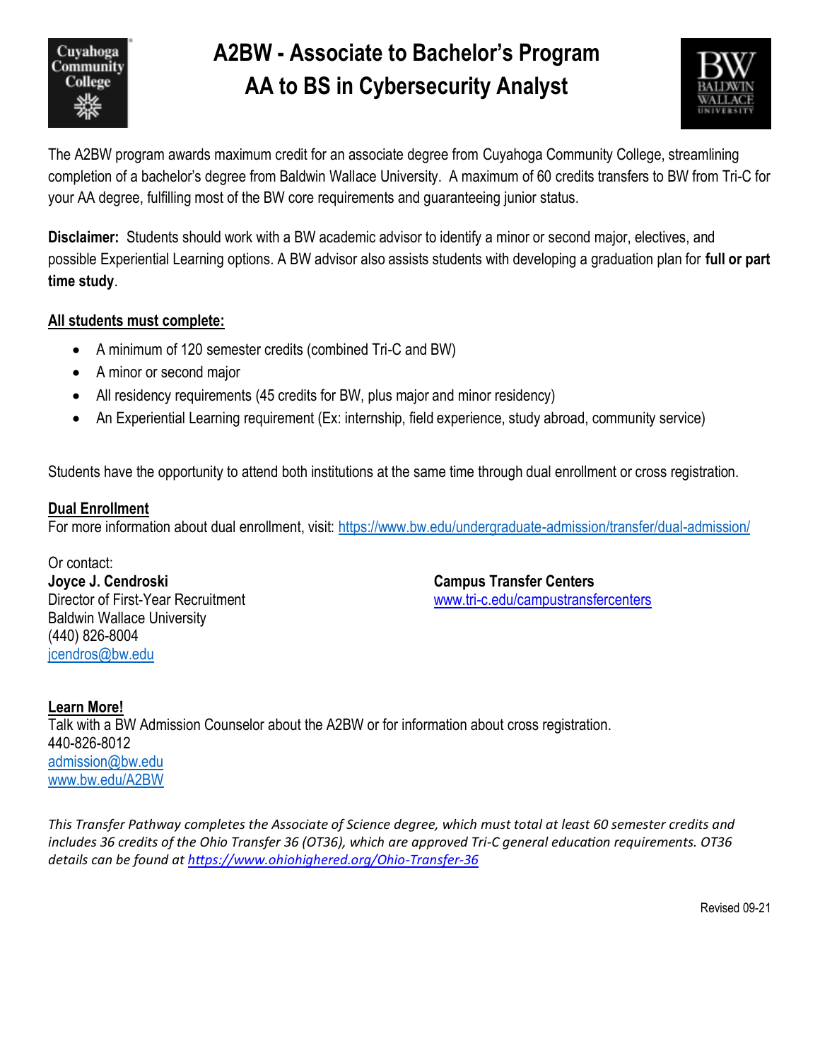# A2BW - Associate to Bachelor's Program
# AA to BS in Cybersecurity Analyst

The A2BW program awards maximum credit for an associate degree from Cuyahoga Community College, streamlining completion of a bachelor's degree from Baldwin Wallace University. A maximum of 60 credits transfers to BW from Tri-C for your AA degree, fulfilling most of the BW core requirements and guaranteeing junior status.

**Disclaimer:** Students should work with a BW academic advisor to identify a minor or second major, electives, and possible Experiential Learning options. A BW advisor also assists students with developing a graduation plan for **full or part time study**.

**<u>All students must complete:</u>**

- A minimum of 120 semester credits (combined Tri-C and BW)
- A minor or second major
- All residency requirements (45 credits for BW, plus major and minor residency)
- An Experiential Learning requirement (Ex: internship, field experience, study abroad, community service)

Students have the opportunity to attend both institutions at the same time through dual enrollment or cross registration.

**<u>Dual Enrollment</u>**
For more information about dual enrollment, visit: https://www.bw.edu/undergraduate-admission/transfer/dual-admission/

Or contact:
**Joyce J. Cendroski**
Director of First-Year Recruitment
Baldwin Wallace University
(440) 826-8004
jcendros@bw.edu

**Campus Transfer Centers**
www.tri-c.edu/campustransfercenters

**<u>Learn More!</u>**
Talk with a BW Admission Counselor about the A2BW or for information about cross registration.
440-826-8012
admission@bw.edu
www.bw.edu/A2BW

*This Transfer Pathway completes the Associate of Science degree, which must total at least 60 semester credits and includes 36 credits of the Ohio Transfer 36 (OT36), which are approved Tri-C general education requirements. OT36 details can be found at https://www.ohiohighered.org/Ohio-Transfer-36*

Revised 09-21